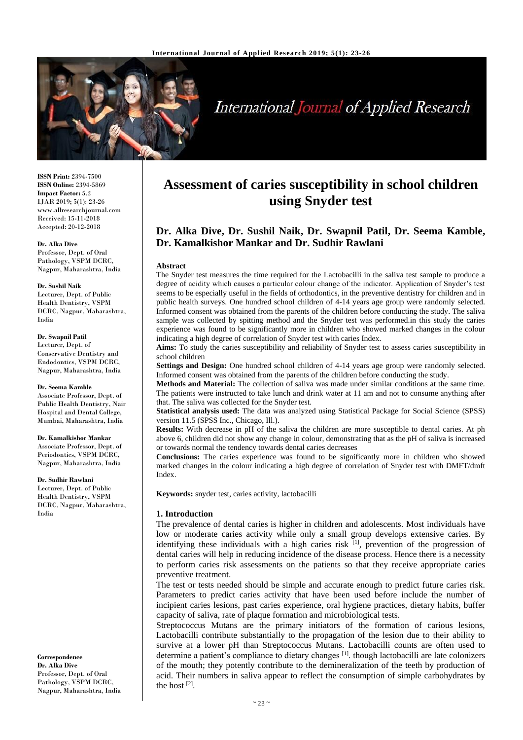**ISSN Print:** 2394-7500
**ISSN Online:** 2394-5869
**Impact Factor:** 5.2
IJAR 2019; 5(1): 23-26
www.allresearchjournal.com
Received: 15-11-2018
Accepted: 20-12-2018

**Dr. Alka Dive**
Professor, Dept. of Oral Pathology, VSPM DCRC, Nagpur, Maharashtra, India

**Dr. Sushil Naik**
Lecturer, Dept. of Public Health Dentistry, VSPM DCRC, Nagpur, Maharashtra, India

**Dr. Swapnil Patil**
Lecturer, Dept. of Conservative Dentistry and Endodontics, VSPM DCRC, Nagpur, Maharashtra, India

**Dr. Seema Kamble**
Associate Professor, Dept. of Public Health Dentistry, Nair Hospital and Dental College, Mumbai, Maharashtra, India

**Dr. Kamalkishor Mankar**
Associate Professor, Dept. of Periodontics, VSPM DCRC, Nagpur, Maharashtra, India

**Dr. Sudhir Rawlani**
Lecturer, Dept. of Public Health Dentistry, VSPM DCRC, Nagpur, Maharashtra, India

**Correspondence**
**Dr. Alka Dive**
Professor, Dept. of Oral Pathology, VSPM DCRC, Nagpur, Maharashtra, India

# Assessment of caries susceptibility in school children using Snyder test

## Dr. Alka Dive, Dr. Sushil Naik, Dr. Swapnil Patil, Dr. Seema Kamble, Dr. Kamalkishor Mankar and Dr. Sudhir Rawlani

### Abstract

The Snyder test measures the time required for the Lactobacilli in the saliva test sample to produce a degree of acidity which causes a particular colour change of the indicator. Application of Snyder's test seems to be especially useful in the fields of orthodontics, in the preventive dentistry for children and in public health surveys. One hundred school children of 4-14 years age group were randomly selected. Informed consent was obtained from the parents of the children before conducting the study. The saliva sample was collected by spitting method and the Snyder test was performed.in this study the caries experience was found to be significantly more in children who showed marked changes in the colour indicating a high degree of correlation of Snyder test with caries Index.

**Aims:** To study the caries susceptibility and reliability of Snyder test to assess caries susceptibility in school children

**Settings and Design:** One hundred school children of 4-14 years age group were randomly selected. Informed consent was obtained from the parents of the children before conducting the study.

**Methods and Material:** The collection of saliva was made under similar conditions at the same time. The patients were instructed to take lunch and drink water at 11 am and not to consume anything after that. The saliva was collected for the Snyder test.

**Statistical analysis used:** The data was analyzed using Statistical Package for Social Science (SPSS) version 11.5 (SPSS Inc., Chicago, Ill.).

**Results:** With decrease in pH of the saliva the children are more susceptible to dental caries. At ph above 6, children did not show any change in colour, demonstrating that as the pH of saliva is increased or towards normal the tendency towards dental caries decreases

**Conclusions:** The caries experience was found to be significantly more in children who showed marked changes in the colour indicating a high degree of correlation of Snyder test with DMFT/dmft Index.

**Keywords:** snyder test, caries activity, lactobacilli

### 1. Introduction

The prevalence of dental caries is higher in children and adolescents. Most individuals have low or moderate caries activity while only a small group develops extensive caries. By identifying these individuals with a high caries risk [1], prevention of the progression of dental caries will help in reducing incidence of the disease process. Hence there is a necessity to perform caries risk assessments on the patients so that they receive appropriate caries preventive treatment.

The test or tests needed should be simple and accurate enough to predict future caries risk. Parameters to predict caries activity that have been used before include the number of incipient caries lesions, past caries experience, oral hygiene practices, dietary habits, buffer capacity of saliva, rate of plaque formation and microbiological tests.

Streptococcus Mutans are the primary initiators of the formation of carious lesions, Lactobacilli contribute substantially to the propagation of the lesion due to their ability to survive at a lower pH than Streptococcus Mutans. Lactobacilli counts are often used to determine a patient's compliance to dietary changes [1]. though lactobacilli are late colonizers of the mouth; they potently contribute to the demineralization of the teeth by production of acid. Their numbers in saliva appear to reflect the consumption of simple carbohydrates by the host [2].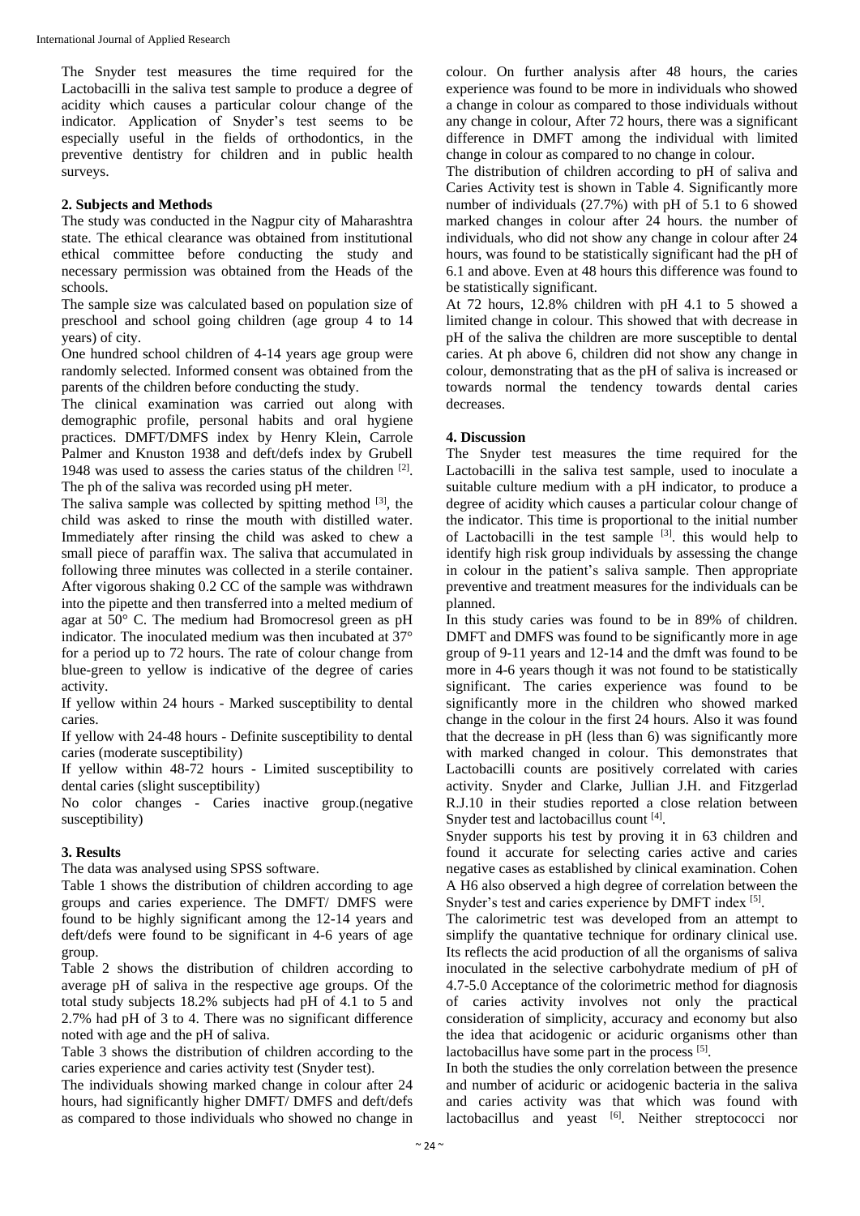The Snyder test measures the time required for the Lactobacilli in the saliva test sample to produce a degree of acidity which causes a particular colour change of the indicator. Application of Snyder's test seems to be especially useful in the fields of orthodontics, in the preventive dentistry for children and in public health surveys.

## 2. Subjects and Methods

The study was conducted in the Nagpur city of Maharashtra state. The ethical clearance was obtained from institutional ethical committee before conducting the study and necessary permission was obtained from the Heads of the schools.

The sample size was calculated based on population size of preschool and school going children (age group 4 to 14 years) of city.

One hundred school children of 4-14 years age group were randomly selected. Informed consent was obtained from the parents of the children before conducting the study.

The clinical examination was carried out along with demographic profile, personal habits and oral hygiene practices. DMFT/DMFS index by Henry Klein, Carrole Palmer and Knuston 1938 and deft/defs index by Grubell 1948 was used to assess the caries status of the children [2]. The ph of the saliva was recorded using pH meter.

The saliva sample was collected by spitting method [3], the child was asked to rinse the mouth with distilled water. Immediately after rinsing the child was asked to chew a small piece of paraffin wax. The saliva that accumulated in following three minutes was collected in a sterile container. After vigorous shaking 0.2 CC of the sample was withdrawn into the pipette and then transferred into a melted medium of agar at 50° C. The medium had Bromocresol green as pH indicator. The inoculated medium was then incubated at 37° for a period up to 72 hours. The rate of colour change from blue-green to yellow is indicative of the degree of caries activity.

If yellow within 24 hours - Marked susceptibility to dental caries.

If yellow with 24-48 hours - Definite susceptibility to dental caries (moderate susceptibility)

If yellow within 48-72 hours - Limited susceptibility to dental caries (slight susceptibility)

No color changes - Caries inactive group.(negative susceptibility)

## 3. Results

The data was analysed using SPSS software.

Table 1 shows the distribution of children according to age groups and caries experience. The DMFT/ DMFS were found to be highly significant among the 12-14 years and deft/defs were found to be significant in 4-6 years of age group.

Table 2 shows the distribution of children according to average pH of saliva in the respective age groups. Of the total study subjects 18.2% subjects had pH of 4.1 to 5 and 2.7% had pH of 3 to 4. There was no significant difference noted with age and the pH of saliva.

Table 3 shows the distribution of children according to the caries experience and caries activity test (Snyder test).

The individuals showing marked change in colour after 24 hours, had significantly higher DMFT/ DMFS and deft/defs as compared to those individuals who showed no change in colour. On further analysis after 48 hours, the caries experience was found to be more in individuals who showed a change in colour as compared to those individuals without any change in colour, After 72 hours, there was a significant difference in DMFT among the individual with limited change in colour as compared to no change in colour.

The distribution of children according to pH of saliva and Caries Activity test is shown in Table 4. Significantly more number of individuals (27.7%) with pH of 5.1 to 6 showed marked changes in colour after 24 hours. the number of individuals, who did not show any change in colour after 24 hours, was found to be statistically significant had the pH of 6.1 and above. Even at 48 hours this difference was found to be statistically significant.

At 72 hours, 12.8% children with pH 4.1 to 5 showed a limited change in colour. This showed that with decrease in pH of the saliva the children are more susceptible to dental caries. At ph above 6, children did not show any change in colour, demonstrating that as the pH of saliva is increased or towards normal the tendency towards dental caries decreases.

## 4. Discussion

The Snyder test measures the time required for the Lactobacilli in the saliva test sample, used to inoculate a suitable culture medium with a pH indicator, to produce a degree of acidity which causes a particular colour change of the indicator. This time is proportional to the initial number of Lactobacilli in the test sample [3]. this would help to identify high risk group individuals by assessing the change in colour in the patient's saliva sample. Then appropriate preventive and treatment measures for the individuals can be planned.

In this study caries was found to be in 89% of children. DMFT and DMFS was found to be significantly more in age group of 9-11 years and 12-14 and the dmft was found to be more in 4-6 years though it was not found to be statistically significant. The caries experience was found to be significantly more in the children who showed marked change in the colour in the first 24 hours. Also it was found that the decrease in pH (less than 6) was significantly more with marked changed in colour. This demonstrates that Lactobacilli counts are positively correlated with caries activity. Snyder and Clarke, Jullian J.H. and Fitzgerlad R.J.10 in their studies reported a close relation between Snyder test and lactobacillus count [4].

Snyder supports his test by proving it in 63 children and found it accurate for selecting caries active and caries negative cases as established by clinical examination. Cohen A H6 also observed a high degree of correlation between the Snyder's test and caries experience by DMFT index [5].

The calorimetric test was developed from an attempt to simplify the quantative technique for ordinary clinical use. Its reflects the acid production of all the organisms of saliva inoculated in the selective carbohydrate medium of pH of 4.7-5.0 Acceptance of the colorimetric method for diagnosis of caries activity involves not only the practical consideration of simplicity, accuracy and economy but also the idea that acidogenic or aciduric organisms other than lactobacillus have some part in the process [5].

In both the studies the only correlation between the presence and number of aciduric or acidogenic bacteria in the saliva and caries activity was that which was found with lactobacillus and yeast [6]. Neither streptococci nor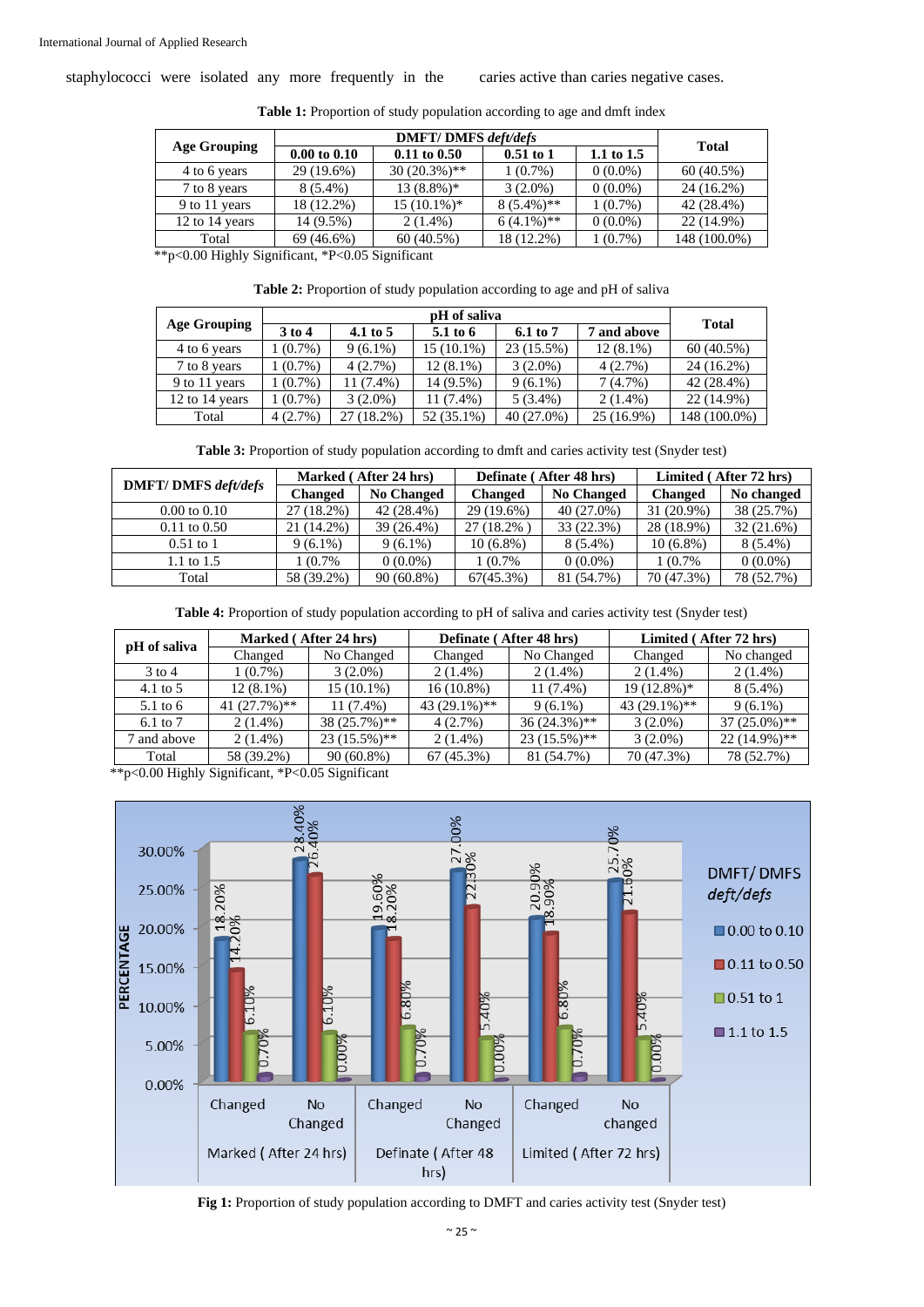staphylococci were isolated any more frequently in the caries active than caries negative cases.

**Table 1:** Proportion of study population according to age and dmft index

| Age Grouping | DMFT/ DMFS *deft/defs* | | | | Total |
|---|---|---|---|---|---|
| | **0.00 to 0.10** | **0.11 to 0.50** | **0.51 to 1** | **1.1 to 1.5** | |
| 4 to 6 years | 29 (19.6%) | 30 (20.3%)** | 1 (0.7%) | 0 (0.0%) | 60 (40.5%) |
| 7 to 8 years | 8 (5.4%) | 13 (8.8%)* | 3 (2.0%) | 0 (0.0%) | 24 (16.2%) |
| 9 to 11 years | 18 (12.2%) | 15 (10.1%)* | 8 (5.4%)** | 1 (0.7%) | 42 (28.4%) |
| 12 to 14 years | 14 (9.5%) | 2 (1.4%) | 6 (4.1%)** | 0 (0.0%) | 22 (14.9%) |
| Total | 69 (46.6%) | 60 (40.5%) | 18 (12.2%) | 1 (0.7%) | 148 (100.0%) |

**p<0.00 Highly Significant, *P<0.05 Significant

**Table 2:** Proportion of study population according to age and pH of saliva

| Age Grouping | pH of saliva | | | | | Total |
|---|---|---|---|---|---|---|
| | **3 to 4** | **4.1 to 5** | **5.1 to 6** | **6.1 to 7** | **7 and above** | |
| 4 to 6 years | 1 (0.7%) | 9 (6.1%) | 15 (10.1%) | 23 (15.5%) | 12 (8.1%) | 60 (40.5%) |
| 7 to 8 years | 1 (0.7%) | 4 (2.7%) | 12 (8.1%) | 3 (2.0%) | 4 (2.7%) | 24 (16.2%) |
| 9 to 11 years | 1 (0.7%) | 11 (7.4%) | 14 (9.5%) | 9 (6.1%) | 7 (4.7%) | 42 (28.4%) |
| 12 to 14 years | 1 (0.7%) | 3 (2.0%) | 11 (7.4%) | 5 (3.4%) | 2 (1.4%) | 22 (14.9%) |
| Total | 4 (2.7%) | 27 (18.2%) | 52 (35.1%) | 40 (27.0%) | 25 (16.9%) | 148 (100.0%) |

**Table 3:** Proportion of study population according to dmft and caries activity test (Snyder test)

| DMFT/ DMFS *deft/defs* | Marked ( After 24 hrs) | | Definate ( After 48 hrs) | | Limited ( After 72 hrs) | |
|---|---|---|---|---|---|---|
| | **Changed** | **No Changed** | **Changed** | **No Changed** | **Changed** | **No changed** |
| 0.00 to 0.10 | 27 (18.2%) | 42 (28.4%) | 29 (19.6%) | 40 (27.0%) | 31 (20.9%) | 38 (25.7%) |
| 0.11 to 0.50 | 21 (14.2%) | 39 (26.4%) | 27 (18.2% ) | 33 (22.3%) | 28 (18.9%) | 32 (21.6%) |
| 0.51 to 1 | 9 (6.1%) | 9 (6.1%) | 10 (6.8%) | 8 (5.4%) | 10 (6.8%) | 8 (5.4%) |
| 1.1 to 1.5 | 1 (0.7% | 0 (0.0%) | 1 (0.7% | 0 (0.0%) | 1 (0.7% | 0 (0.0%) |
| Total | 58 (39.2%) | 90 (60.8%) | 67(45.3%) | 81 (54.7%) | 70 (47.3%) | 78 (52.7%) |

**Table 4:** Proportion of study population according to pH of saliva and caries activity test (Snyder test)

| pH of saliva | Marked ( After 24 hrs) | | Definate ( After 48 hrs) | | Limited ( After 72 hrs) | |
|---|---|---|---|---|---|---|
| | Changed | No Changed | Changed | No Changed | Changed | No changed |
| 3 to 4 | 1 (0.7%) | 3 (2.0%) | 2 (1.4%) | 2 (1.4%) | 2 (1.4%) | 2 (1.4%) |
| 4.1 to 5 | 12 (8.1%) | 15 (10.1%) | 16 (10.8%) | 11 (7.4%) | 19 (12.8%)* | 8 (5.4%) |
| 5.1 to 6 | 41 (27.7%)** | 11 (7.4%) | 43 (29.1%)** | 9 (6.1%) | 43 (29.1%)** | 9 (6.1%) |
| 6.1 to 7 | 2 (1.4%) | 38 (25.7%)** | 4 (2.7%) | 36 (24.3%)** | 3 (2.0%) | 37 (25.0%)** |
| 7 and above | 2 (1.4%) | 23 (15.5%)** | 2 (1.4%) | 23 (15.5%)** | 3 (2.0%) | 22 (14.9%)** |
| Total | 58 (39.2%) | 90 (60.8%) | 67 (45.3%) | 81 (54.7%) | 70 (47.3%) | 78 (52.7%) |

**p<0.00 Highly Significant, *P<0.05 Significant

**Fig 1:** Proportion of study population according to DMFT and caries activity test (Snyder test)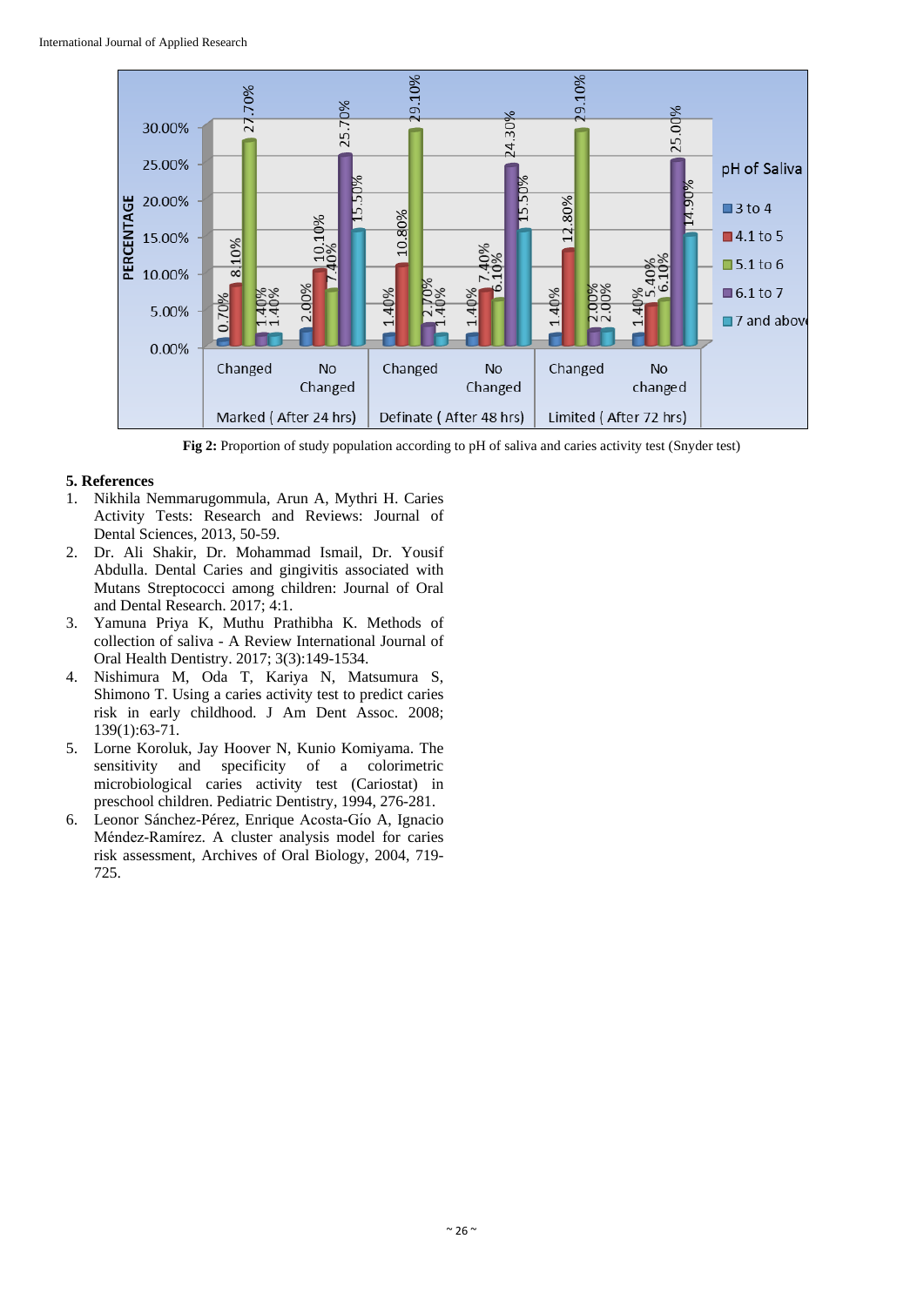30.00%
25.00%
20.00%
15.00%
10.00%
5.00%
0.00%

PERCENTAGE

0.70%
8.10%
27.70%
1.40%
1.40%
2.00%
10.10%
7.40%
25.70%
15.50%
1.40%
10.80%
29.10%
2.70%
1.40%
1.40%
7.40%
6.10%
24.30%
15.50%
1.40%
12.80%
29.10%
2.00%
2.00%
1.40%
5.40%
6.10%
25.00%
14.90%

Changed
No Changed
Changed
No Changed
Changed
No changed

Marked ( After 24 hrs)
Definate ( After 48 hrs)
Limited ( After 72 hrs)

pH of Saliva
3 to 4
4.1 to 5
5.1 to 6
6.1 to 7
7 and above

**Fig 2:** Proportion of study population according to pH of saliva and caries activity test (Snyder test)

## 5. References

1. Nikhila Nemmarugommula, Arun A, Mythri H. Caries Activity Tests: Research and Reviews: Journal of Dental Sciences, 2013, 50-59.
2. Dr. Ali Shakir, Dr. Mohammad Ismail, Dr. Yousif Abdulla. Dental Caries and gingivitis associated with Mutans Streptococci among children: Journal of Oral and Dental Research. 2017; 4:1.
3. Yamuna Priya K, Muthu Prathibha K. Methods of collection of saliva - A Review International Journal of Oral Health Dentistry. 2017; 3(3):149-1534.
4. Nishimura M, Oda T, Kariya N, Matsumura S, Shimono T. Using a caries activity test to predict caries risk in early childhood. J Am Dent Assoc. 2008; 139(1):63-71.
5. Lorne Koroluk, Jay Hoover N, Kunio Komiyama. The sensitivity and specificity of a colorimetric microbiological caries activity test (Cariostat) in preschool children. Pediatric Dentistry, 1994, 276-281.
6. Leonor Sánchez-Pérez, Enrique Acosta-Gío A, Ignacio Méndez-Ramírez. A cluster analysis model for caries risk assessment, Archives of Oral Biology, 2004, 719-725.